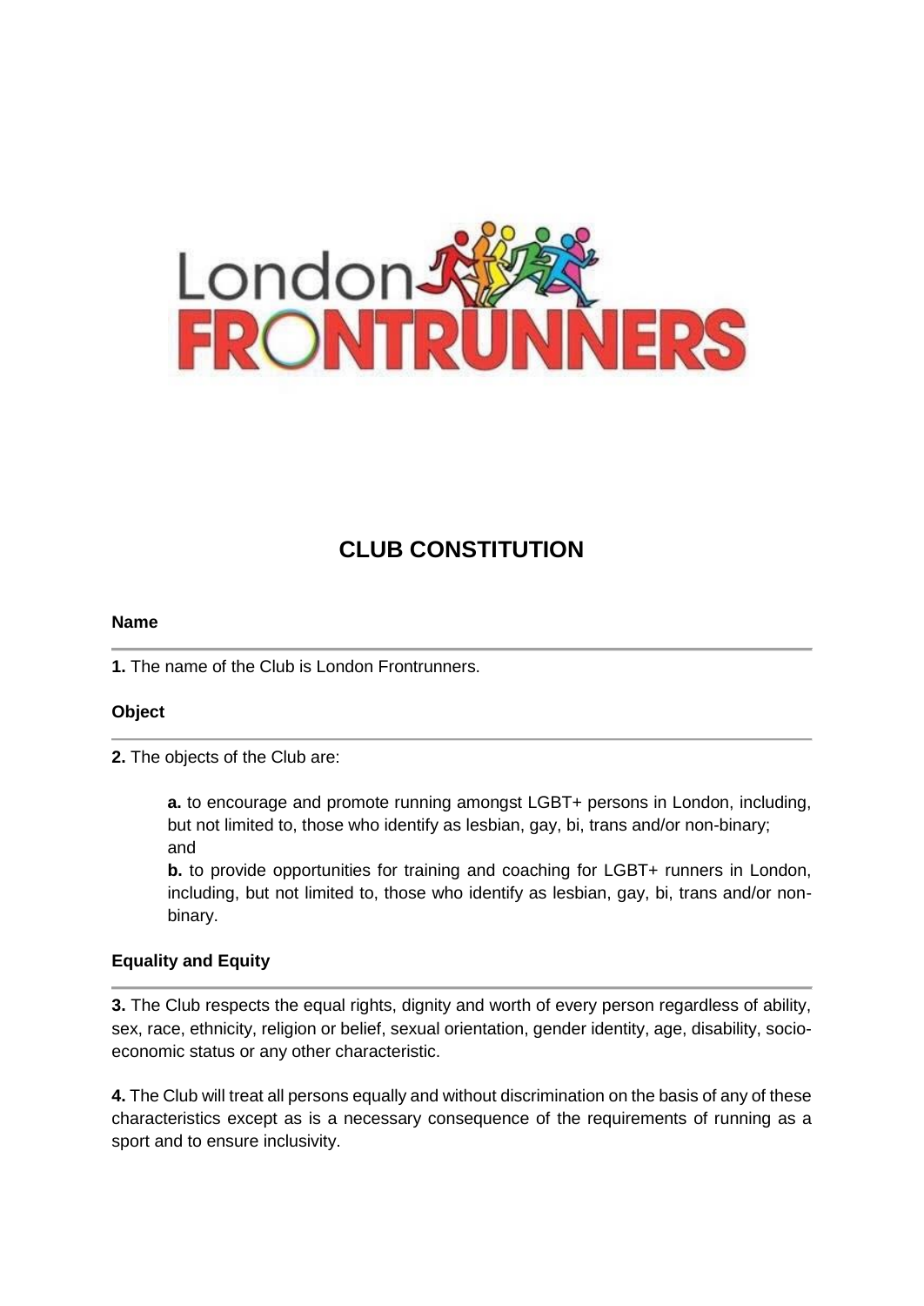# CLUB CONSTITUTION

## Name

**1.** The name of the Club is London Frontrunners.

## Object

**2.** The objects of the Club are:

> **a.** to encourage and promote running amongst LGBT+ persons in London, including, but not limited to, those who identify as lesbian, gay, bi, trans and/or non-binary; and
>
> **b.** to provide opportunities for training and coaching for LGBT+ runners in London, including, but not limited to, those who identify as lesbian, gay, bi, trans and/or non-binary.

## Equality and Equity

**3.** The Club respects the equal rights, dignity and worth of every person regardless of ability, sex, race, ethnicity, religion or belief, sexual orientation, gender identity, age, disability, socio-economic status or any other characteristic.

**4.** The Club will treat all persons equally and without discrimination on the basis of any of these characteristics except as is a necessary consequence of the requirements of running as a sport and to ensure inclusivity.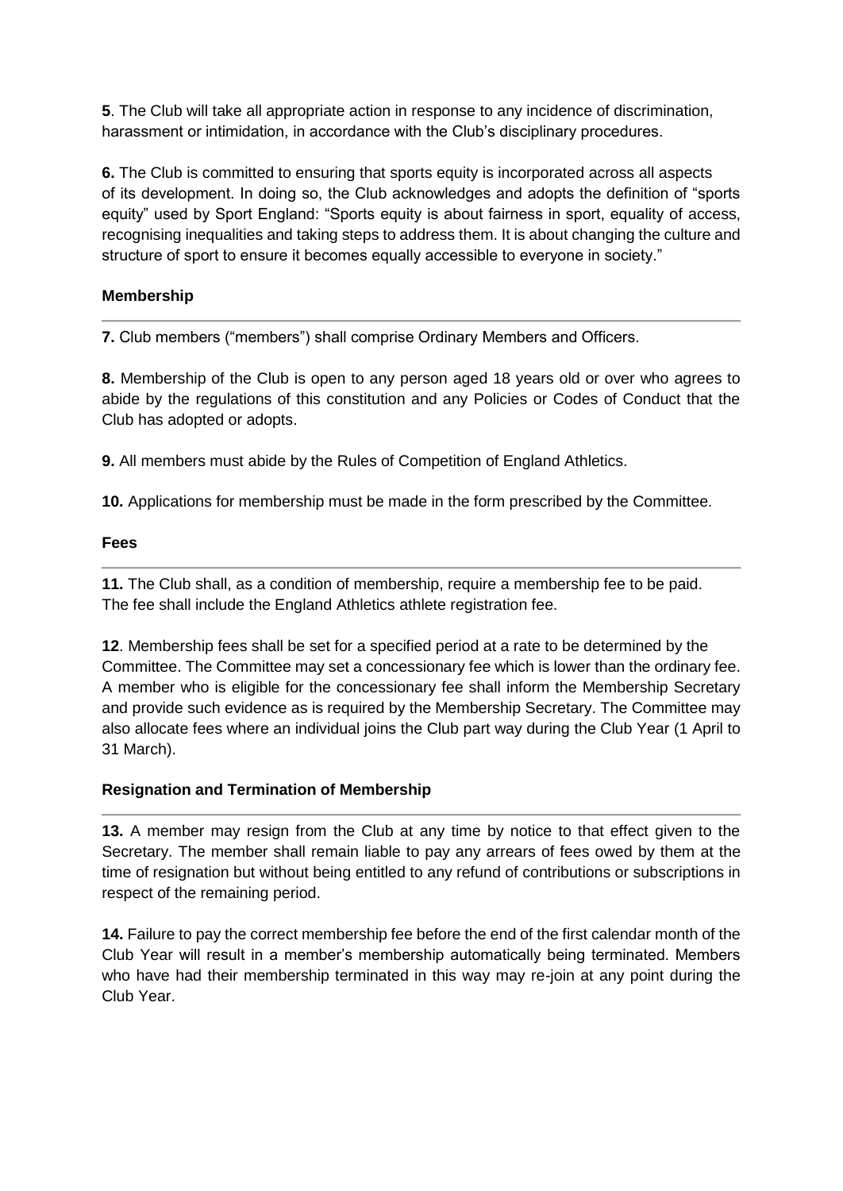**5**. The Club will take all appropriate action in response to any incidence of discrimination, harassment or intimidation, in accordance with the Club's disciplinary procedures.

**6.** The Club is committed to ensuring that sports equity is incorporated across all aspects of its development. In doing so, the Club acknowledges and adopts the definition of "sports equity" used by Sport England: "Sports equity is about fairness in sport, equality of access, recognising inequalities and taking steps to address them. It is about changing the culture and structure of sport to ensure it becomes equally accessible to everyone in society."

**Membership**

---

**7.** Club members ("members") shall comprise Ordinary Members and Officers.

**8.** Membership of the Club is open to any person aged 18 years old or over who agrees to abide by the regulations of this constitution and any Policies or Codes of Conduct that the Club has adopted or adopts.

**9.** All members must abide by the Rules of Competition of England Athletics.

**10.** Applications for membership must be made in the form prescribed by the Committee.

**Fees**

---

**11.** The Club shall, as a condition of membership, require a membership fee to be paid. The fee shall include the England Athletics athlete registration fee.

**12**. Membership fees shall be set for a specified period at a rate to be determined by the Committee. The Committee may set a concessionary fee which is lower than the ordinary fee. A member who is eligible for the concessionary fee shall inform the Membership Secretary and provide such evidence as is required by the Membership Secretary. The Committee may also allocate fees where an individual joins the Club part way during the Club Year (1 April to 31 March).

**Resignation and Termination of Membership**

---

**13.** A member may resign from the Club at any time by notice to that effect given to the Secretary. The member shall remain liable to pay any arrears of fees owed by them at the time of resignation but without being entitled to any refund of contributions or subscriptions in respect of the remaining period.

**14.** Failure to pay the correct membership fee before the end of the first calendar month of the Club Year will result in a member's membership automatically being terminated. Members who have had their membership terminated in this way may re-join at any point during the Club Year.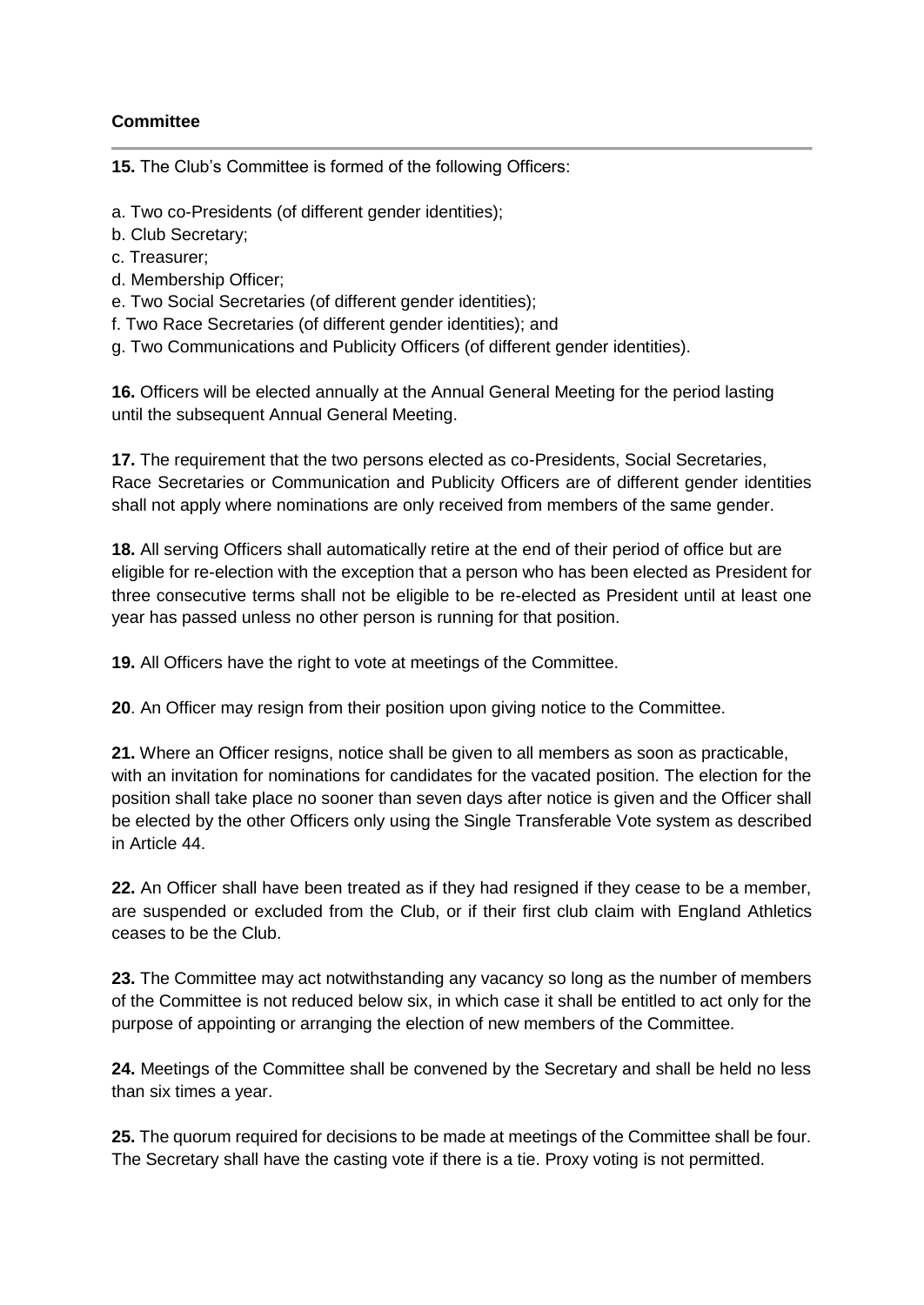**Committee**

---

**15.** The Club's Committee is formed of the following Officers:

a. Two co-Presidents (of different gender identities);
b. Club Secretary;
c. Treasurer;
d. Membership Officer;
e. Two Social Secretaries (of different gender identities);
f. Two Race Secretaries (of different gender identities); and
g. Two Communications and Publicity Officers (of different gender identities).

**16.** Officers will be elected annually at the Annual General Meeting for the period lasting until the subsequent Annual General Meeting.

**17.** The requirement that the two persons elected as co-Presidents, Social Secretaries, Race Secretaries or Communication and Publicity Officers are of different gender identities shall not apply where nominations are only received from members of the same gender.

**18.** All serving Officers shall automatically retire at the end of their period of office but are eligible for re-election with the exception that a person who has been elected as President for three consecutive terms shall not be eligible to be re-elected as President until at least one year has passed unless no other person is running for that position.

**19.** All Officers have the right to vote at meetings of the Committee.

**20**. An Officer may resign from their position upon giving notice to the Committee.

**21.** Where an Officer resigns, notice shall be given to all members as soon as practicable, with an invitation for nominations for candidates for the vacated position. The election for the position shall take place no sooner than seven days after notice is given and the Officer shall be elected by the other Officers only using the Single Transferable Vote system as described in Article 44.

**22.** An Officer shall have been treated as if they had resigned if they cease to be a member, are suspended or excluded from the Club, or if their first club claim with England Athletics ceases to be the Club.

**23.** The Committee may act notwithstanding any vacancy so long as the number of members of the Committee is not reduced below six, in which case it shall be entitled to act only for the purpose of appointing or arranging the election of new members of the Committee.

**24.** Meetings of the Committee shall be convened by the Secretary and shall be held no less than six times a year.

**25.** The quorum required for decisions to be made at meetings of the Committee shall be four. The Secretary shall have the casting vote if there is a tie. Proxy voting is not permitted.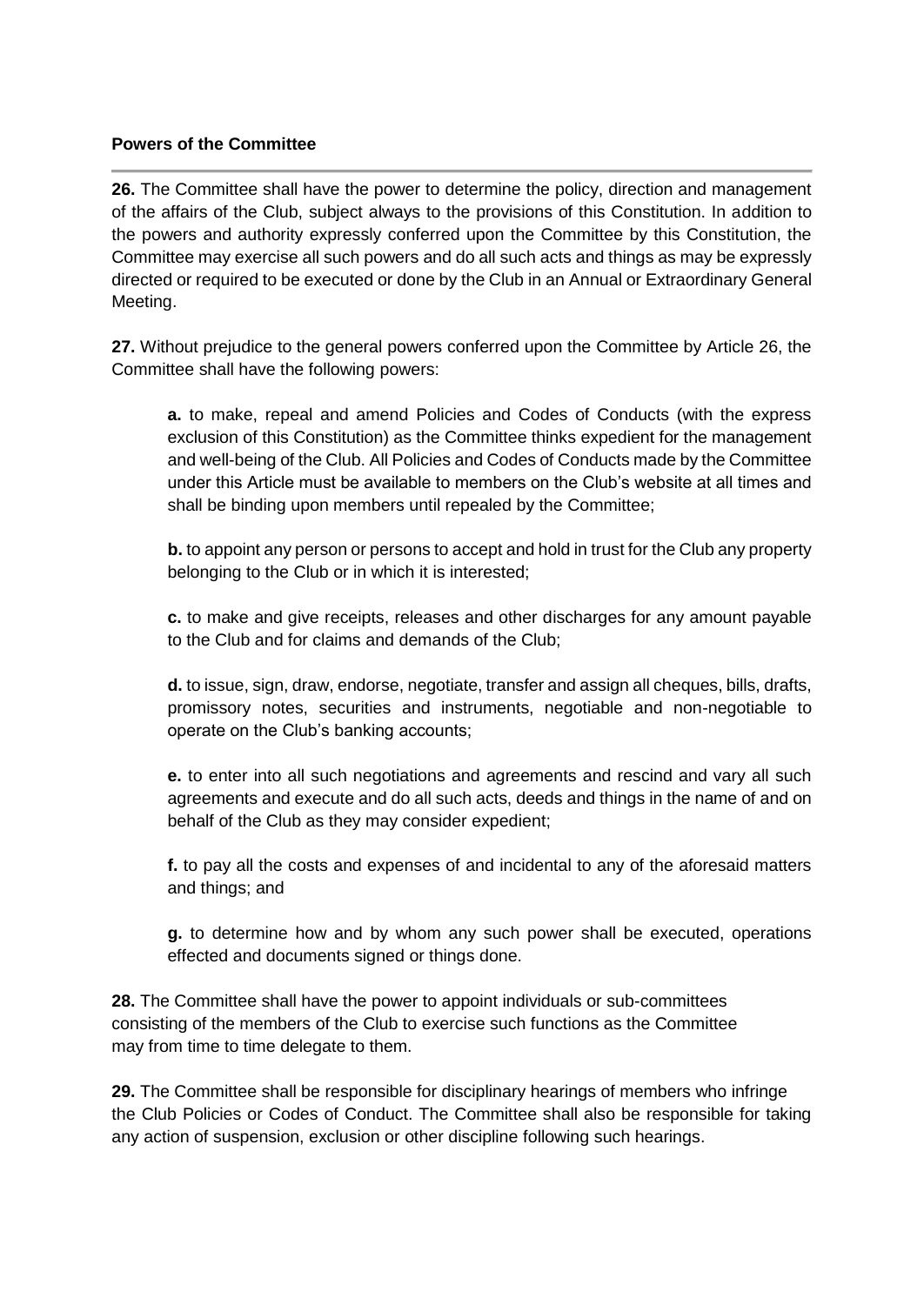**Powers of the Committee**

---

**26.** The Committee shall have the power to determine the policy, direction and management of the affairs of the Club, subject always to the provisions of this Constitution. In addition to the powers and authority expressly conferred upon the Committee by this Constitution, the Committee may exercise all such powers and do all such acts and things as may be expressly directed or required to be executed or done by the Club in an Annual or Extraordinary General Meeting.

**27.** Without prejudice to the general powers conferred upon the Committee by Article 26, the Committee shall have the following powers:

> **a.** to make, repeal and amend Policies and Codes of Conducts (with the express exclusion of this Constitution) as the Committee thinks expedient for the management and well-being of the Club. All Policies and Codes of Conducts made by the Committee under this Article must be available to members on the Club's website at all times and shall be binding upon members until repealed by the Committee;
>
> **b.** to appoint any person or persons to accept and hold in trust for the Club any property belonging to the Club or in which it is interested;
>
> **c.** to make and give receipts, releases and other discharges for any amount payable to the Club and for claims and demands of the Club;
>
> **d.** to issue, sign, draw, endorse, negotiate, transfer and assign all cheques, bills, drafts, promissory notes, securities and instruments, negotiable and non-negotiable to operate on the Club's banking accounts;
>
> **e.** to enter into all such negotiations and agreements and rescind and vary all such agreements and execute and do all such acts, deeds and things in the name of and on behalf of the Club as they may consider expedient;
>
> **f.** to pay all the costs and expenses of and incidental to any of the aforesaid matters and things; and
>
> **g.** to determine how and by whom any such power shall be executed, operations effected and documents signed or things done.

**28.** The Committee shall have the power to appoint individuals or sub-committees consisting of the members of the Club to exercise such functions as the Committee may from time to time delegate to them.

**29.** The Committee shall be responsible for disciplinary hearings of members who infringe the Club Policies or Codes of Conduct. The Committee shall also be responsible for taking any action of suspension, exclusion or other discipline following such hearings.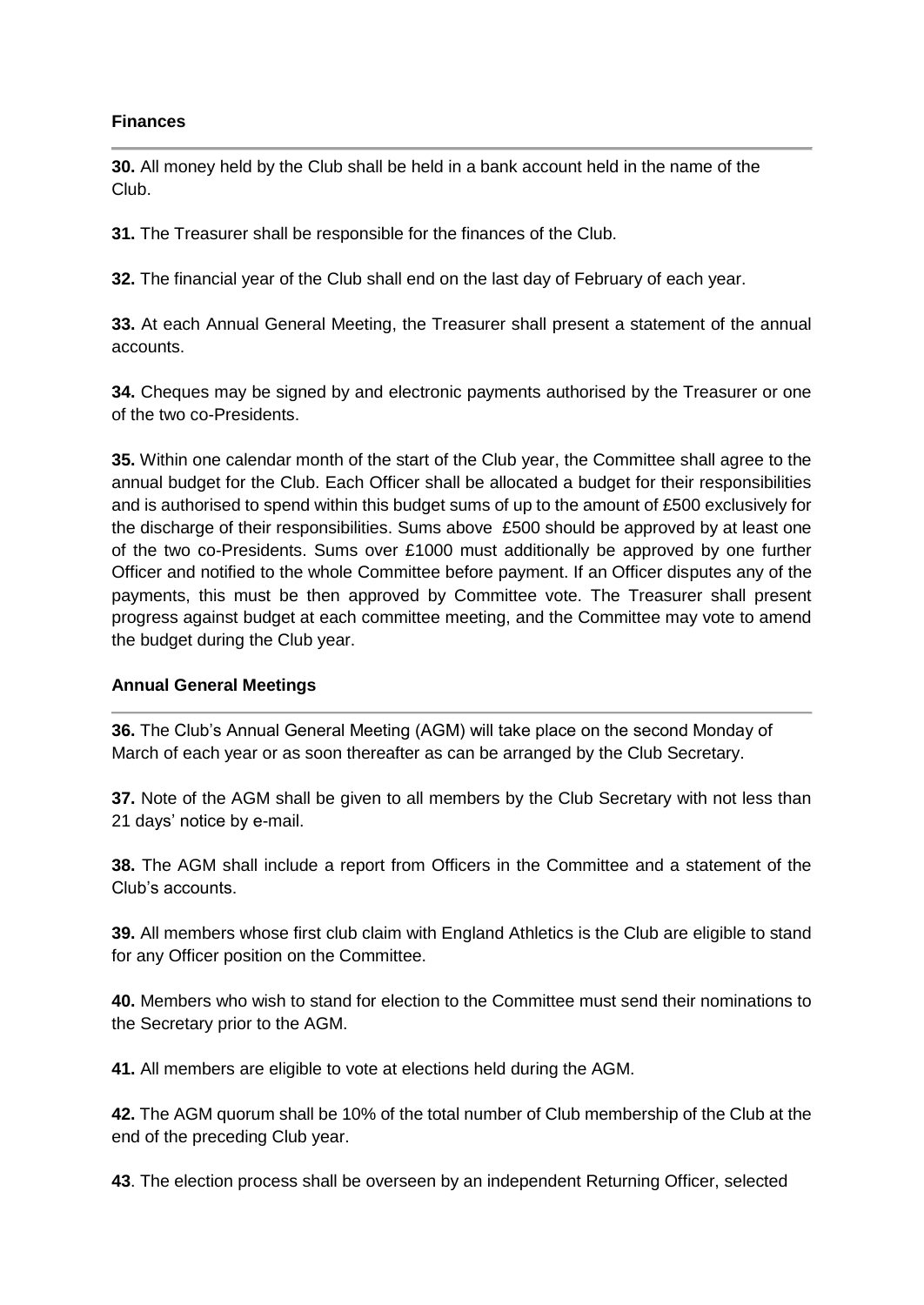**Finances**

**30.** All money held by the Club shall be held in a bank account held in the name of the Club.

**31.** The Treasurer shall be responsible for the finances of the Club.

**32.** The financial year of the Club shall end on the last day of February of each year.

**33.** At each Annual General Meeting, the Treasurer shall present a statement of the annual accounts.

**34.** Cheques may be signed by and electronic payments authorised by the Treasurer or one of the two co-Presidents.

**35.** Within one calendar month of the start of the Club year, the Committee shall agree to the annual budget for the Club. Each Officer shall be allocated a budget for their responsibilities and is authorised to spend within this budget sums of up to the amount of £500 exclusively for the discharge of their responsibilities. Sums above £500 should be approved by at least one of the two co-Presidents. Sums over £1000 must additionally be approved by one further Officer and notified to the whole Committee before payment. If an Officer disputes any of the payments, this must be then approved by Committee vote. The Treasurer shall present progress against budget at each committee meeting, and the Committee may vote to amend the budget during the Club year.

**Annual General Meetings**

**36.** The Club's Annual General Meeting (AGM) will take place on the second Monday of March of each year or as soon thereafter as can be arranged by the Club Secretary.

**37.** Note of the AGM shall be given to all members by the Club Secretary with not less than 21 days' notice by e-mail.

**38.** The AGM shall include a report from Officers in the Committee and a statement of the Club's accounts.

**39.** All members whose first club claim with England Athletics is the Club are eligible to stand for any Officer position on the Committee.

**40.** Members who wish to stand for election to the Committee must send their nominations to the Secretary prior to the AGM.

**41.** All members are eligible to vote at elections held during the AGM.

**42.** The AGM quorum shall be 10% of the total number of Club membership of the Club at the end of the preceding Club year.

**43**. The election process shall be overseen by an independent Returning Officer, selected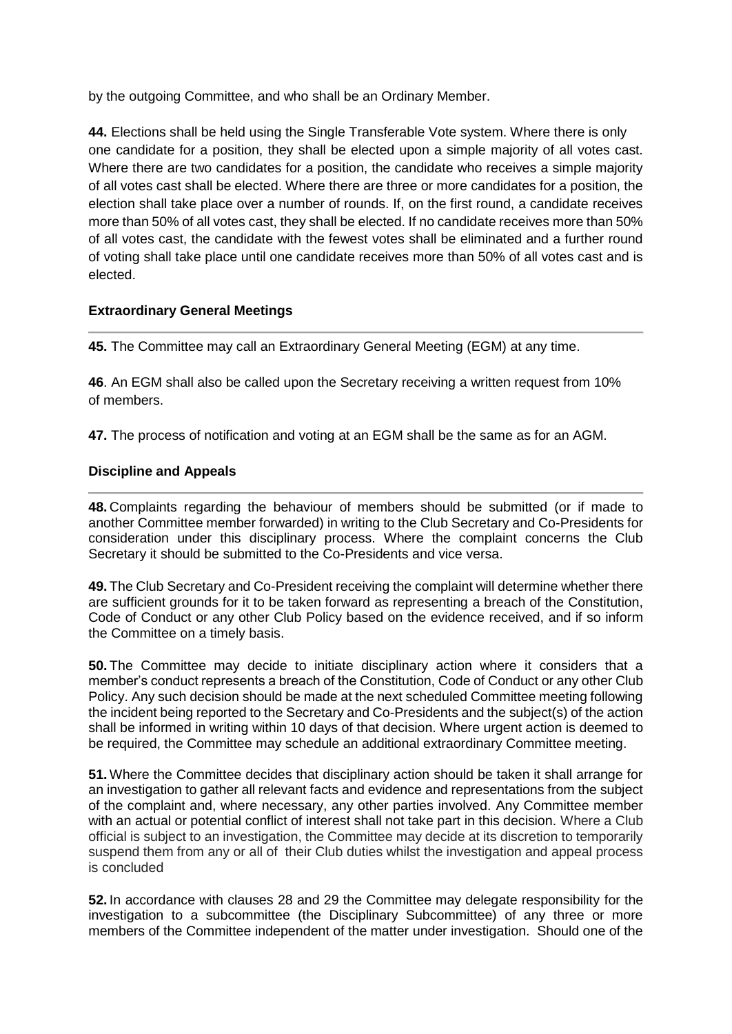by the outgoing Committee, and who shall be an Ordinary Member.

**44.** Elections shall be held using the Single Transferable Vote system. Where there is only one candidate for a position, they shall be elected upon a simple majority of all votes cast. Where there are two candidates for a position, the candidate who receives a simple majority of all votes cast shall be elected. Where there are three or more candidates for a position, the election shall take place over a number of rounds. If, on the first round, a candidate receives more than 50% of all votes cast, they shall be elected. If no candidate receives more than 50% of all votes cast, the candidate with the fewest votes shall be eliminated and a further round of voting shall take place until one candidate receives more than 50% of all votes cast and is elected.

### Extraordinary General Meetings

**45.** The Committee may call an Extraordinary General Meeting (EGM) at any time.

**46**. An EGM shall also be called upon the Secretary receiving a written request from 10% of members.

**47.** The process of notification and voting at an EGM shall be the same as for an AGM.

### Discipline and Appeals

**48.** Complaints regarding the behaviour of members should be submitted (or if made to another Committee member forwarded) in writing to the Club Secretary and Co-Presidents for consideration under this disciplinary process. Where the complaint concerns the Club Secretary it should be submitted to the Co-Presidents and vice versa.

**49.** The Club Secretary and Co-President receiving the complaint will determine whether there are sufficient grounds for it to be taken forward as representing a breach of the Constitution, Code of Conduct or any other Club Policy based on the evidence received, and if so inform the Committee on a timely basis.

**50.** The Committee may decide to initiate disciplinary action where it considers that a member's conduct represents a breach of the Constitution, Code of Conduct or any other Club Policy. Any such decision should be made at the next scheduled Committee meeting following the incident being reported to the Secretary and Co-Presidents and the subject(s) of the action shall be informed in writing within 10 days of that decision. Where urgent action is deemed to be required, the Committee may schedule an additional extraordinary Committee meeting.

**51.** Where the Committee decides that disciplinary action should be taken it shall arrange for an investigation to gather all relevant facts and evidence and representations from the subject of the complaint and, where necessary, any other parties involved. Any Committee member with an actual or potential conflict of interest shall not take part in this decision. Where a Club official is subject to an investigation, the Committee may decide at its discretion to temporarily suspend them from any or all of their Club duties whilst the investigation and appeal process is concluded

**52.** In accordance with clauses 28 and 29 the Committee may delegate responsibility for the investigation to a subcommittee (the Disciplinary Subcommittee) of any three or more members of the Committee independent of the matter under investigation. Should one of the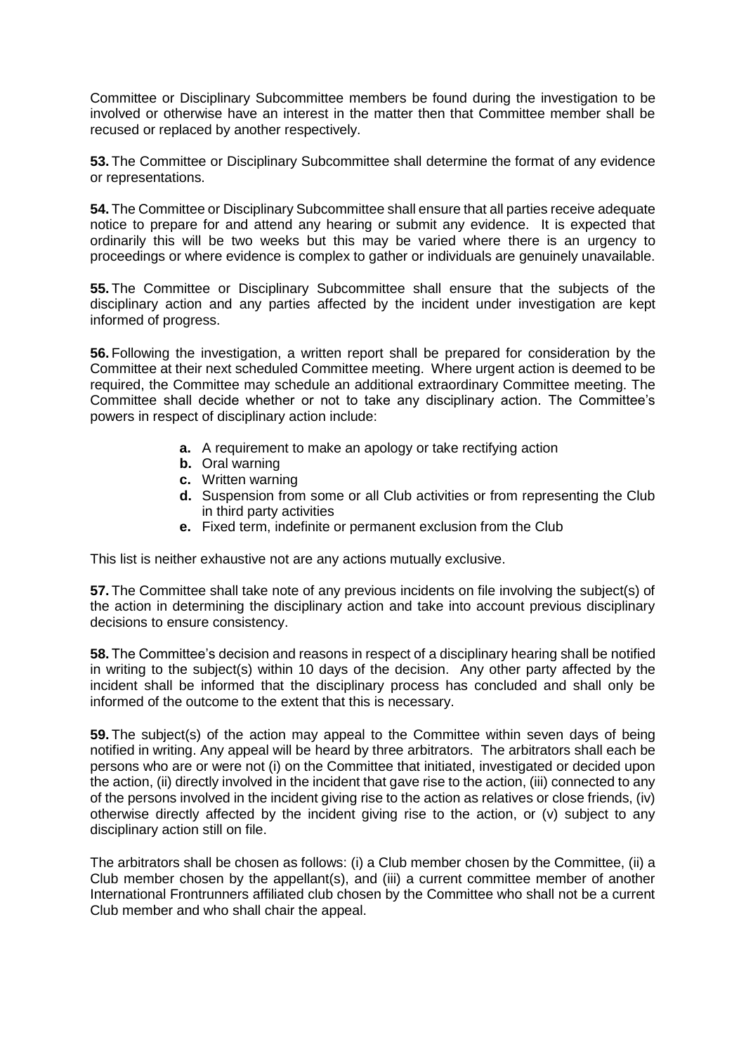Committee or Disciplinary Subcommittee members be found during the investigation to be involved or otherwise have an interest in the matter then that Committee member shall be recused or replaced by another respectively.

**53.** The Committee or Disciplinary Subcommittee shall determine the format of any evidence or representations.

**54.** The Committee or Disciplinary Subcommittee shall ensure that all parties receive adequate notice to prepare for and attend any hearing or submit any evidence. It is expected that ordinarily this will be two weeks but this may be varied where there is an urgency to proceedings or where evidence is complex to gather or individuals are genuinely unavailable.

**55.** The Committee or Disciplinary Subcommittee shall ensure that the subjects of the disciplinary action and any parties affected by the incident under investigation are kept informed of progress.

**56.** Following the investigation, a written report shall be prepared for consideration by the Committee at their next scheduled Committee meeting. Where urgent action is deemed to be required, the Committee may schedule an additional extraordinary Committee meeting. The Committee shall decide whether or not to take any disciplinary action. The Committee's powers in respect of disciplinary action include:

- **a.** A requirement to make an apology or take rectifying action
- **b.** Oral warning
- **c.** Written warning
- **d.** Suspension from some or all Club activities or from representing the Club in third party activities
- **e.** Fixed term, indefinite or permanent exclusion from the Club

This list is neither exhaustive not are any actions mutually exclusive.

**57.** The Committee shall take note of any previous incidents on file involving the subject(s) of the action in determining the disciplinary action and take into account previous disciplinary decisions to ensure consistency.

**58.** The Committee's decision and reasons in respect of a disciplinary hearing shall be notified in writing to the subject(s) within 10 days of the decision. Any other party affected by the incident shall be informed that the disciplinary process has concluded and shall only be informed of the outcome to the extent that this is necessary.

**59.** The subject(s) of the action may appeal to the Committee within seven days of being notified in writing. Any appeal will be heard by three arbitrators. The arbitrators shall each be persons who are or were not (i) on the Committee that initiated, investigated or decided upon the action, (ii) directly involved in the incident that gave rise to the action, (iii) connected to any of the persons involved in the incident giving rise to the action as relatives or close friends, (iv) otherwise directly affected by the incident giving rise to the action, or (v) subject to any disciplinary action still on file.

The arbitrators shall be chosen as follows: (i) a Club member chosen by the Committee, (ii) a Club member chosen by the appellant(s), and (iii) a current committee member of another International Frontrunners affiliated club chosen by the Committee who shall not be a current Club member and who shall chair the appeal.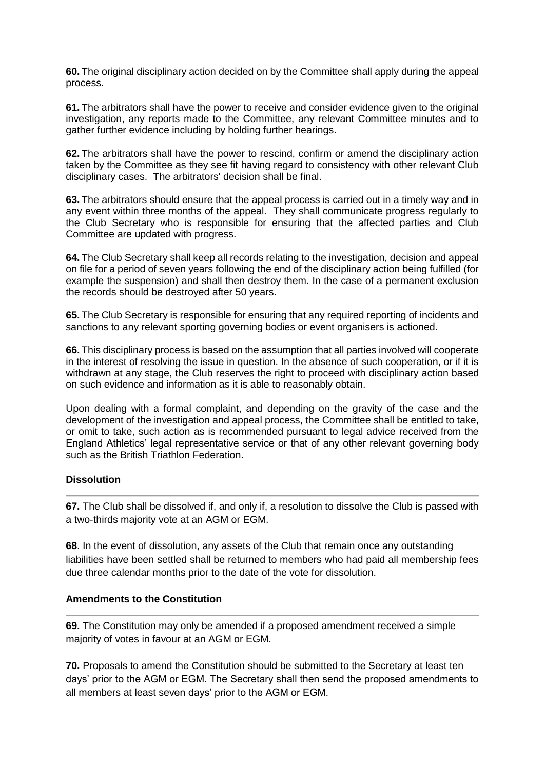**60.** The original disciplinary action decided on by the Committee shall apply during the appeal process.

**61.** The arbitrators shall have the power to receive and consider evidence given to the original investigation, any reports made to the Committee, any relevant Committee minutes and to gather further evidence including by holding further hearings.

**62.** The arbitrators shall have the power to rescind, confirm or amend the disciplinary action taken by the Committee as they see fit having regard to consistency with other relevant Club disciplinary cases. The arbitrators' decision shall be final.

**63.** The arbitrators should ensure that the appeal process is carried out in a timely way and in any event within three months of the appeal. They shall communicate progress regularly to the Club Secretary who is responsible for ensuring that the affected parties and Club Committee are updated with progress.

**64.** The Club Secretary shall keep all records relating to the investigation, decision and appeal on file for a period of seven years following the end of the disciplinary action being fulfilled (for example the suspension) and shall then destroy them. In the case of a permanent exclusion the records should be destroyed after 50 years.

**65.** The Club Secretary is responsible for ensuring that any required reporting of incidents and sanctions to any relevant sporting governing bodies or event organisers is actioned.

**66.** This disciplinary process is based on the assumption that all parties involved will cooperate in the interest of resolving the issue in question. In the absence of such cooperation, or if it is withdrawn at any stage, the Club reserves the right to proceed with disciplinary action based on such evidence and information as it is able to reasonably obtain.

Upon dealing with a formal complaint, and depending on the gravity of the case and the development of the investigation and appeal process, the Committee shall be entitled to take, or omit to take, such action as is recommended pursuant to legal advice received from the England Athletics' legal representative service or that of any other relevant governing body such as the British Triathlon Federation.

**Dissolution**

---

**67.** The Club shall be dissolved if, and only if, a resolution to dissolve the Club is passed with a two-thirds majority vote at an AGM or EGM.

**68**. In the event of dissolution, any assets of the Club that remain once any outstanding liabilities have been settled shall be returned to members who had paid all membership fees due three calendar months prior to the date of the vote for dissolution.

**Amendments to the Constitution**

---

**69.** The Constitution may only be amended if a proposed amendment received a simple majority of votes in favour at an AGM or EGM.

**70.** Proposals to amend the Constitution should be submitted to the Secretary at least ten days' prior to the AGM or EGM. The Secretary shall then send the proposed amendments to all members at least seven days' prior to the AGM or EGM.